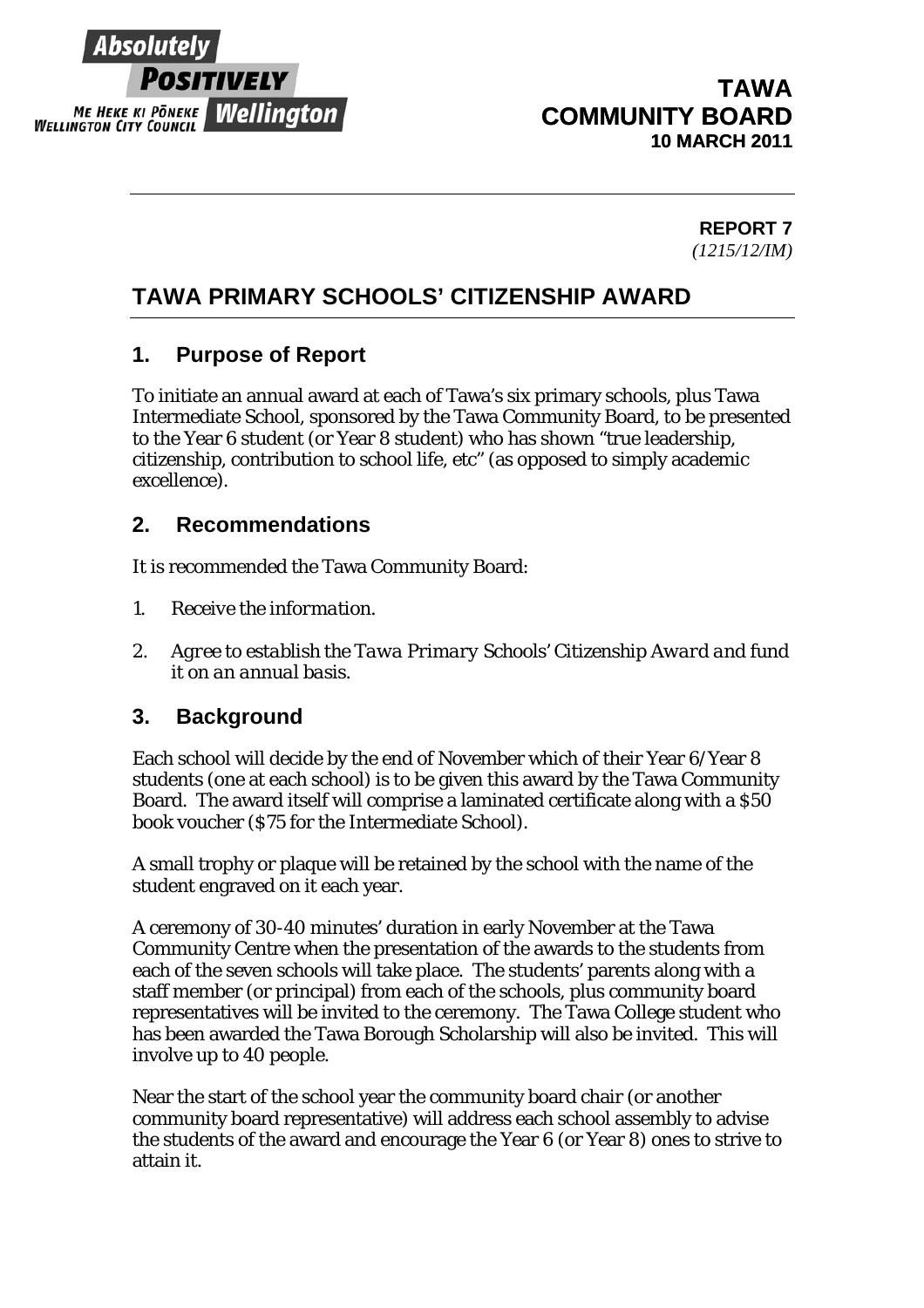Absolutely POSITIVELY
ME HEKE KI PŌNEKE Wellington
WELLINGTON CITY COUNCIL

**TAWA COMMUNITY BOARD**
**10 MARCH 2011**

**REPORT 7**
*(1215/12/IM)*

# TAWA PRIMARY SCHOOLS' CITIZENSHIP AWARD

## 1. Purpose of Report

To initiate an annual award at each of Tawa's six primary schools, plus Tawa Intermediate School, sponsored by the Tawa Community Board, to be presented to the Year 6 student (or Year 8 student) who has shown "true leadership, citizenship, contribution to school life, etc" (as opposed to simply academic excellence).

## 2. Recommendations

It is recommended the Tawa Community Board:

1. *Receive the information.*
2. *Agree to establish the Tawa Primary Schools' Citizenship Award and fund it on an annual basis.*

## 3. Background

Each school will decide by the end of November which of their Year 6/Year 8 students (one at each school) is to be given this award by the Tawa Community Board. The award itself will comprise a laminated certificate along with a $50 book voucher ($75 for the Intermediate School).

A small trophy or plaque will be retained by the school with the name of the student engraved on it each year.

A ceremony of 30-40 minutes' duration in early November at the Tawa Community Centre when the presentation of the awards to the students from each of the seven schools will take place. The students' parents along with a staff member (or principal) from each of the schools, plus community board representatives will be invited to the ceremony. The Tawa College student who has been awarded the Tawa Borough Scholarship will also be invited. This will involve up to 40 people.

Near the start of the school year the community board chair (or another community board representative) will address each school assembly to advise the students of the award and encourage the Year 6 (or Year 8) ones to strive to attain it.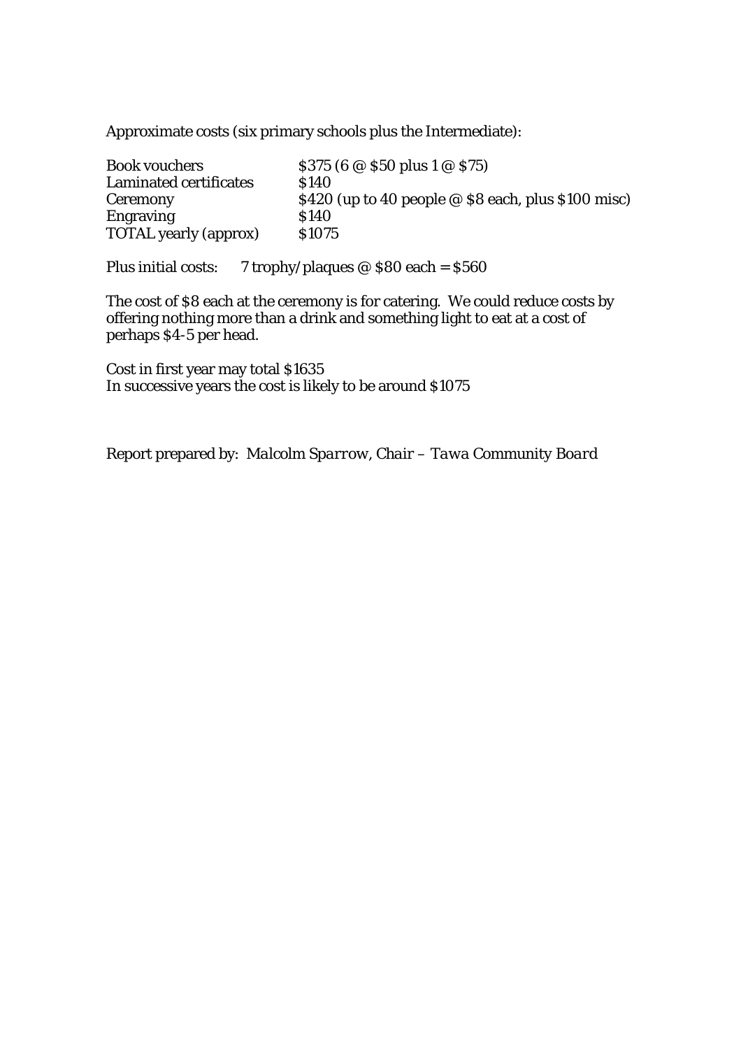Approximate costs (six primary schools plus the Intermediate):

| | |
|---|---|
| Book vouchers | $375 (6 @ $50 plus 1 @ $75) |
| Laminated certificates | $140 |
| Ceremony | $420 (up to 40 people @ $8 each, plus $100 misc) |
| Engraving | $140 |
| TOTAL yearly (approx) | $1075 |

Plus initial costs: 7 trophy/plaques @ $80 each = $560

The cost of $8 each at the ceremony is for catering. We could reduce costs by offering nothing more than a drink and something light to eat at a cost of perhaps $4-5 per head.

Cost in first year may total $1635
In successive years the cost is likely to be around $1075

Report prepared by: *Malcolm Sparrow, Chair – Tawa Community Board*